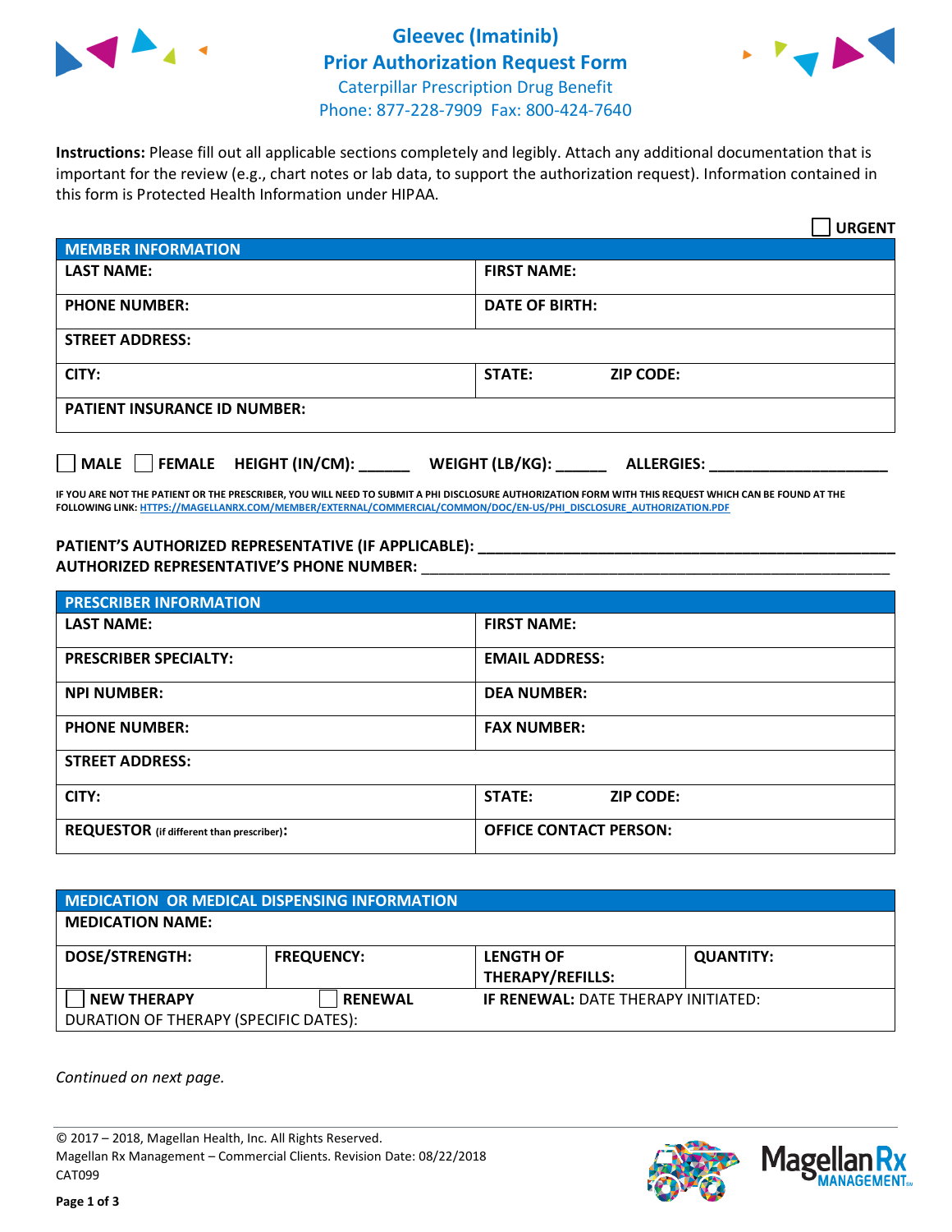# Gleevec (Imatinib)
## Prior Authorization Request Form

Caterpillar Prescription Drug Benefit
Phone: 877-228-7909 Fax: 800-424-7640

**Instructions:** Please fill out all applicable sections completely and legibly. Attach any additional documentation that is important for the review (e.g., chart notes or lab data, to support the authorization request). Information contained in this form is Protected Health Information under HIPAA.

☐ **URGENT**

| **MEMBER INFORMATION** | |
|---|---|
| **LAST NAME:** | **FIRST NAME:** |
| **PHONE NUMBER:** | **DATE OF BIRTH:** |
| **STREET ADDRESS:** | |
| **CITY:** | **STATE:** **ZIP CODE:** |
| **PATIENT INSURANCE ID NUMBER:** | |

☐ **MALE** ☐ **FEMALE** **HEIGHT (IN/CM):** ______ **WEIGHT (LB/KG):** ______ **ALLERGIES:** ____________________

**IF YOU ARE NOT THE PATIENT OR THE PRESCRIBER, YOU WILL NEED TO SUBMIT A PHI DISCLOSURE AUTHORIZATION FORM WITH THIS REQUEST WHICH CAN BE FOUND AT THE FOLLOWING LINK: HTTPS://MAGELLANRX.COM/MEMBER/EXTERNAL/COMMERCIAL/COMMON/DOC/EN-US/PHI_DISCLOSURE_AUTHORIZATION.PDF**

**PATIENT'S AUTHORIZED REPRESENTATIVE (IF APPLICABLE):** ____________________________________________
**AUTHORIZED REPRESENTATIVE'S PHONE NUMBER:** ____________________________________________

| **PRESCRIBER INFORMATION** | |
|---|---|
| **LAST NAME:** | **FIRST NAME:** |
| **PRESCRIBER SPECIALTY:** | **EMAIL ADDRESS:** |
| **NPI NUMBER:** | **DEA NUMBER:** |
| **PHONE NUMBER:** | **FAX NUMBER:** |
| **STREET ADDRESS:** | |
| **CITY:** | **STATE:** **ZIP CODE:** |
| **REQUESTOR** (if different than prescriber)**:** | **OFFICE CONTACT PERSON:** |

| **MEDICATION OR MEDICAL DISPENSING INFORMATION** | | | |
|---|---|---|---|
| **MEDICATION NAME:** | | | |
| **DOSE/STRENGTH:** | **FREQUENCY:** | **LENGTH OF THERAPY/REFILLS:** | **QUANTITY:** |
| ☐ **NEW THERAPY** | ☐ **RENEWAL** | **IF RENEWAL:** DATE THERAPY INITIATED: | |
| DURATION OF THERAPY (SPECIFIC DATES): | | | |

*Continued on next page.*

© 2017 – 2018, Magellan Health, Inc. All Rights Reserved.
Magellan Rx Management – Commercial Clients. Revision Date: 08/22/2018
CAT099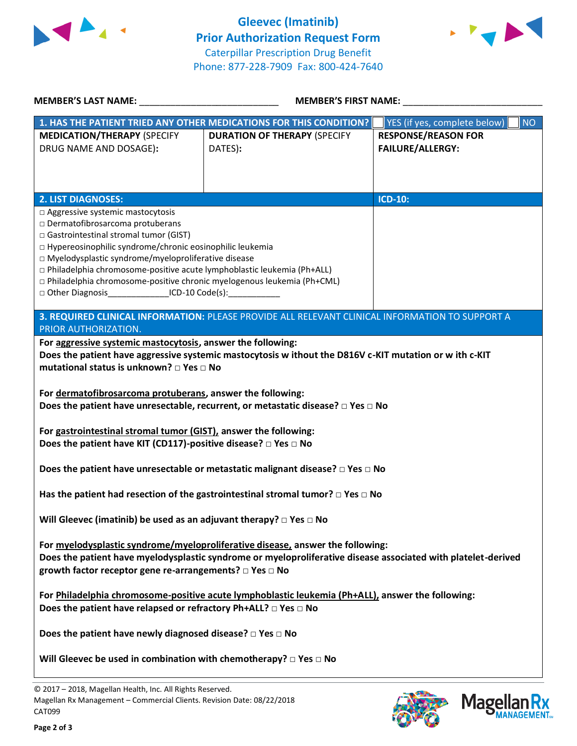# Gleevec (Imatinib)
## Prior Authorization Request Form
Caterpillar Prescription Drug Benefit
Phone: 877-228-7909 Fax: 800-424-7640

**MEMBER'S LAST NAME:** ___________________________ **MEMBER'S FIRST NAME:** ___________________________

| **1. HAS THE PATIENT TRIED ANY OTHER MEDICATIONS FOR THIS CONDITION?** | | ☐ YES (if yes, complete below) ☐ NO |
|---|---|---|
| **MEDICATION/THERAPY** (SPECIFY DRUG NAME AND DOSAGE): | **DURATION OF THERAPY** (SPECIFY DATES): | **RESPONSE/REASON FOR FAILURE/ALLERGY:** |
| | | |

| **2. LIST DIAGNOSES:** | **ICD-10:** |
|---|---|
| □ Aggressive systemic mastocytosis<br>□ Dermatofibrosarcoma protuberans<br>□ Gastrointestinal stromal tumor (GIST)<br>□ Hypereosinophilic syndrome/chronic eosinophilic leukemia<br>□ Myelodysplastic syndrome/myeloproliferative disease<br>□ Philadelphia chromosome-positive acute lymphoblastic leukemia (Ph+ALL)<br>□ Philadelphia chromosome-positive chronic myelogenous leukemia (Ph+CML)<br>□ Other Diagnosis_____________ICD-10 Code(s):___________ | |

**3. REQUIRED CLINICAL INFORMATION:** PLEASE PROVIDE ALL RELEVANT CLINICAL INFORMATION TO SUPPORT A PRIOR AUTHORIZATION.

**For aggressive systemic mastocytosis, answer the following:**
**Does the patient have aggressive systemic mastocytosis without the D816V c-KIT mutation or with c-KIT mutational status is unknown?** □ Yes □ No

**For dermatofibrosarcoma protuberans, answer the following:**
**Does the patient have unresectable, recurrent, or metastatic disease?** □ Yes □ No

**For gastrointestinal stromal tumor (GIST), answer the following:**
**Does the patient have KIT (CD117)-positive disease?** □ Yes □ No

**Does the patient have unresectable or metastatic malignant disease?** □ Yes □ No

**Has the patient had resection of the gastrointestinal stromal tumor?** □ Yes □ No

**Will Gleevec (imatinib) be used as an adjuvant therapy?** □ Yes □ No

**For myelodysplastic syndrome/myeloproliferative disease, answer the following:**
**Does the patient have myelodysplastic syndrome or myeloproliferative disease associated with platelet-derived growth factor receptor gene re-arrangements?** □ Yes □ No

**For Philadelphia chromosome-positive acute lymphoblastic leukemia (Ph+ALL), answer the following:**
**Does the patient have relapsed or refractory Ph+ALL?** □ Yes □ No

**Does the patient have newly diagnosed disease?** □ Yes □ No

**Will Gleevec be used in combination with chemotherapy?** □ Yes □ No

© 2017 – 2018, Magellan Health, Inc. All Rights Reserved.
Magellan Rx Management – Commercial Clients. Revision Date: 08/22/2018
CAT099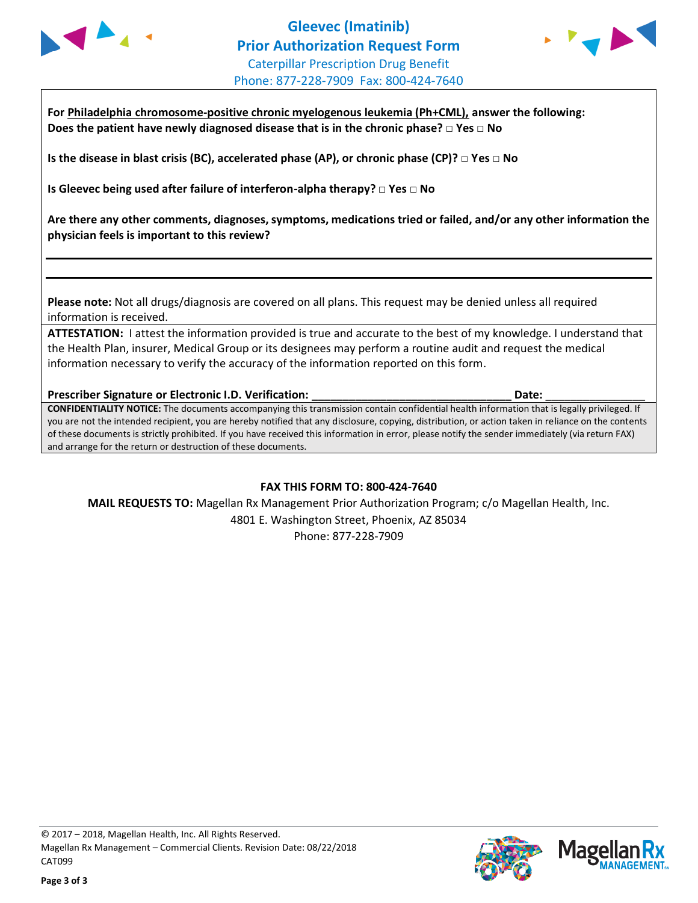# Gleevec (Imatinib)
## Prior Authorization Request Form

Caterpillar Prescription Drug Benefit
Phone: 877-228-7909 Fax: 800-424-7640

**For Philadelphia chromosome-positive chronic myelogenous leukemia (Ph+CML), answer the following:**
**Does the patient have newly diagnosed disease that is in the chronic phase? □ Yes □ No**

**Is the disease in blast crisis (BC), accelerated phase (AP), or chronic phase (CP)? □ Yes □ No**

**Is Gleevec being used after failure of interferon-alpha therapy? □ Yes □ No**

**Are there any other comments, diagnoses, symptoms, medications tried or failed, and/or any other information the physician feels is important to this review?**

---

---

**Please note:** Not all drugs/diagnosis are covered on all plans. This request may be denied unless all required information is received.

**ATTESTATION:** I attest the information provided is true and accurate to the best of my knowledge. I understand that the Health Plan, insurer, Medical Group or its designees may perform a routine audit and request the medical information necessary to verify the accuracy of the information reported on this form.

**Prescriber Signature or Electronic I.D. Verification:** ________________________________ **Date:** ________________

**CONFIDENTIALITY NOTICE:** The documents accompanying this transmission contain confidential health information that is legally privileged. If you are not the intended recipient, you are hereby notified that any disclosure, copying, distribution, or action taken in reliance on the contents of these documents is strictly prohibited. If you have received this information in error, please notify the sender immediately (via return FAX) and arrange for the return or destruction of these documents.

**FAX THIS FORM TO: 800-424-7640**

**MAIL REQUESTS TO:** Magellan Rx Management Prior Authorization Program; c/o Magellan Health, Inc.
4801 E. Washington Street, Phoenix, AZ 85034
Phone: 877-228-7909

© 2017 – 2018, Magellan Health, Inc. All Rights Reserved.
Magellan Rx Management – Commercial Clients. Revision Date: 08/22/2018
CAT099